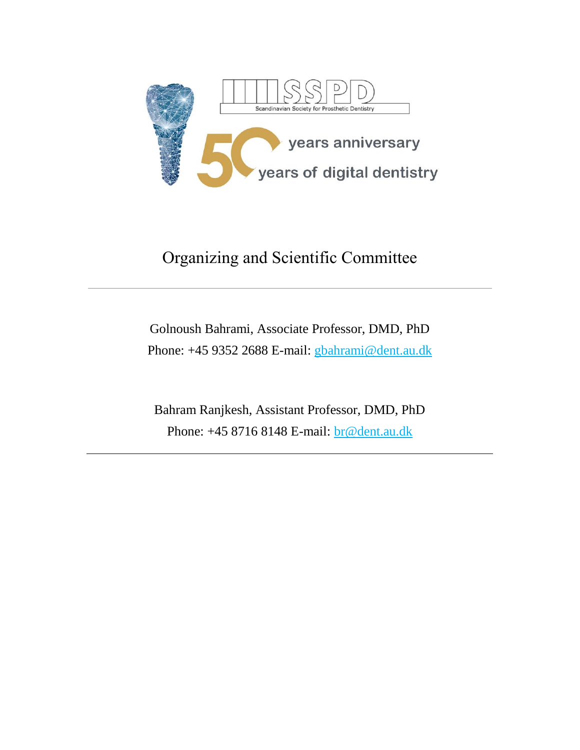SSPD

Scandinavian Society for Prosthetic Dentistry

50 years anniversary

years of digital dentistry

# Organizing and Scientific Committee

---

Golnoush Bahrami, Associate Professor, DMD, PhD

Phone: +45 9352 2688 E-mail: gbahrami@dent.au.dk

Bahram Ranjkesh, Assistant Professor, DMD, PhD

Phone: +45 8716 8148 E-mail: br@dent.au.dk

---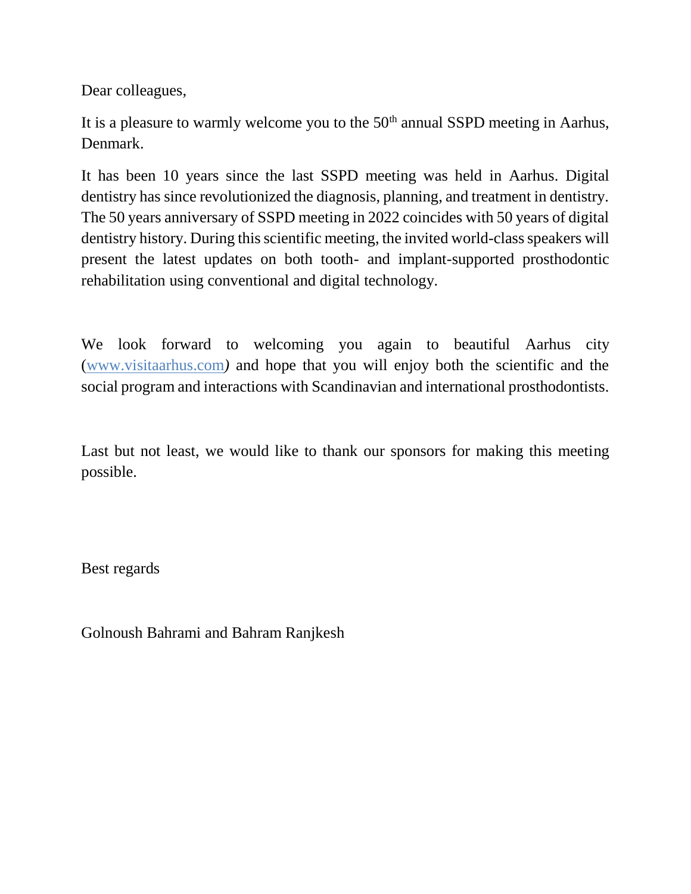Dear colleagues,

It is a pleasure to warmly welcome you to the 50th annual SSPD meeting in Aarhus, Denmark.

It has been 10 years since the last SSPD meeting was held in Aarhus. Digital dentistry has since revolutionized the diagnosis, planning, and treatment in dentistry. The 50 years anniversary of SSPD meeting in 2022 coincides with 50 years of digital dentistry history. During this scientific meeting, the invited world-class speakers will present the latest updates on both tooth- and implant-supported prosthodontic rehabilitation using conventional and digital technology.

We look forward to welcoming you again to beautiful Aarhus city (www.visitaarhus.com*)* and hope that you will enjoy both the scientific and the social program and interactions with Scandinavian and international prosthodontists.

Last but not least, we would like to thank our sponsors for making this meeting possible.

Best regards

Golnoush Bahrami and Bahram Ranjkesh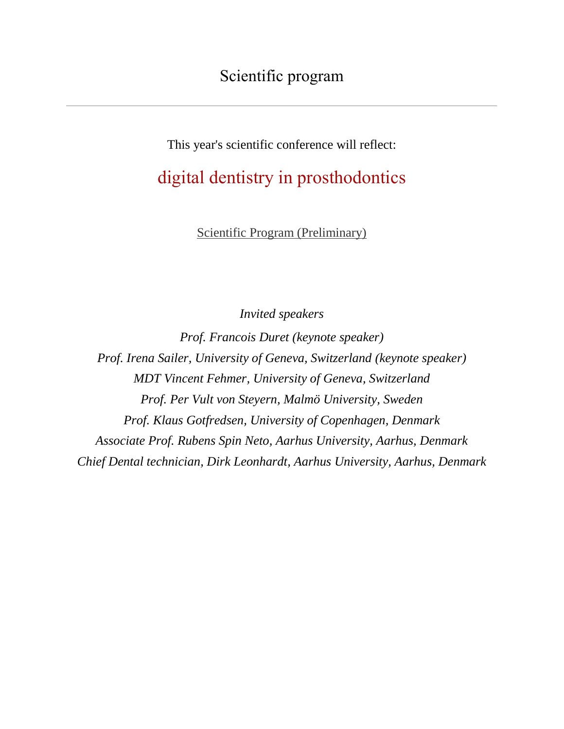# Scientific program

---

This year's scientific conference will reflect:

## digital dentistry in prosthodontics

Scientific Program (Preliminary)

*Invited speakers*

*Prof. Francois Duret (keynote speaker)*

*Prof. Irena Sailer, University of Geneva, Switzerland (keynote speaker)*

*MDT Vincent Fehmer, University of Geneva, Switzerland*

*Prof. Per Vult von Steyern, Malmö University, Sweden*

*Prof. Klaus Gotfredsen, University of Copenhagen, Denmark*

*Associate Prof. Rubens Spin Neto, Aarhus University, Aarhus, Denmark*

*Chief Dental technician, Dirk Leonhardt, Aarhus University, Aarhus, Denmark*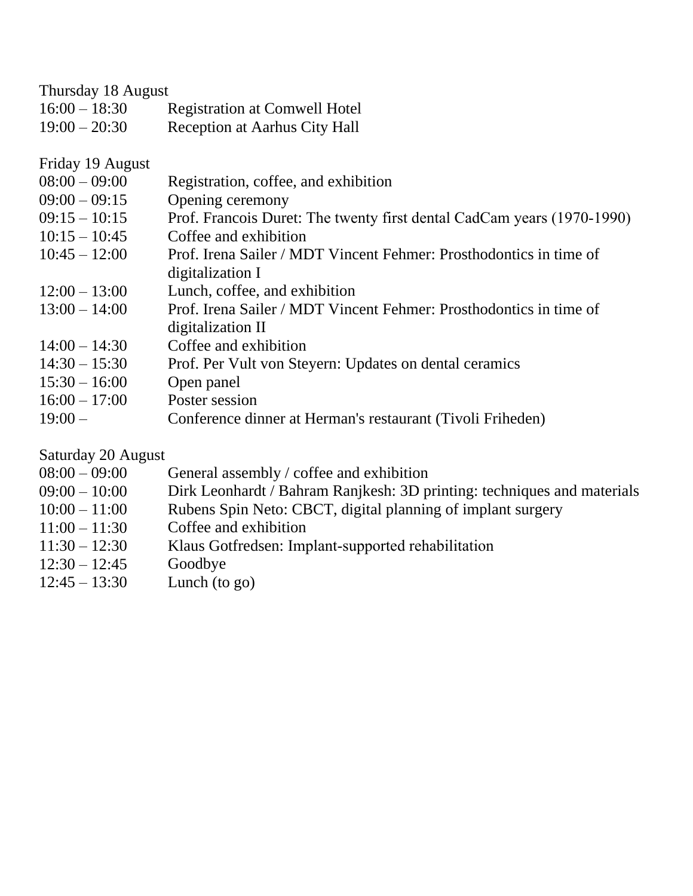Thursday 18 August

| | |
|---|---|
| 16:00 – 18:30 | Registration at Comwell Hotel |
| 19:00 – 20:30 | Reception at Aarhus City Hall |

Friday 19 August

| | |
|---|---|
| 08:00 – 09:00 | Registration, coffee, and exhibition |
| 09:00 – 09:15 | Opening ceremony |
| 09:15 – 10:15 | Prof. Francois Duret: The twenty first dental CadCam years (1970-1990) |
| 10:15 – 10:45 | Coffee and exhibition |
| 10:45 – 12:00 | Prof. Irena Sailer / MDT Vincent Fehmer: Prosthodontics in time of digitalization I |
| 12:00 – 13:00 | Lunch, coffee, and exhibition |
| 13:00 – 14:00 | Prof. Irena Sailer / MDT Vincent Fehmer: Prosthodontics in time of digitalization II |
| 14:00 – 14:30 | Coffee and exhibition |
| 14:30 – 15:30 | Prof. Per Vult von Steyern: Updates on dental ceramics |
| 15:30 – 16:00 | Open panel |
| 16:00 – 17:00 | Poster session |
| 19:00 – | Conference dinner at Herman's restaurant (Tivoli Friheden) |

Saturday 20 August

| | |
|---|---|
| 08:00 – 09:00 | General assembly / coffee and exhibition |
| 09:00 – 10:00 | Dirk Leonhardt / Bahram Ranjkesh: 3D printing: techniques and materials |
| 10:00 – 11:00 | Rubens Spin Neto: CBCT, digital planning of implant surgery |
| 11:00 – 11:30 | Coffee and exhibition |
| 11:30 – 12:30 | Klaus Gotfredsen: Implant-supported rehabilitation |
| 12:30 – 12:45 | Goodbye |
| 12:45 – 13:30 | Lunch (to go) |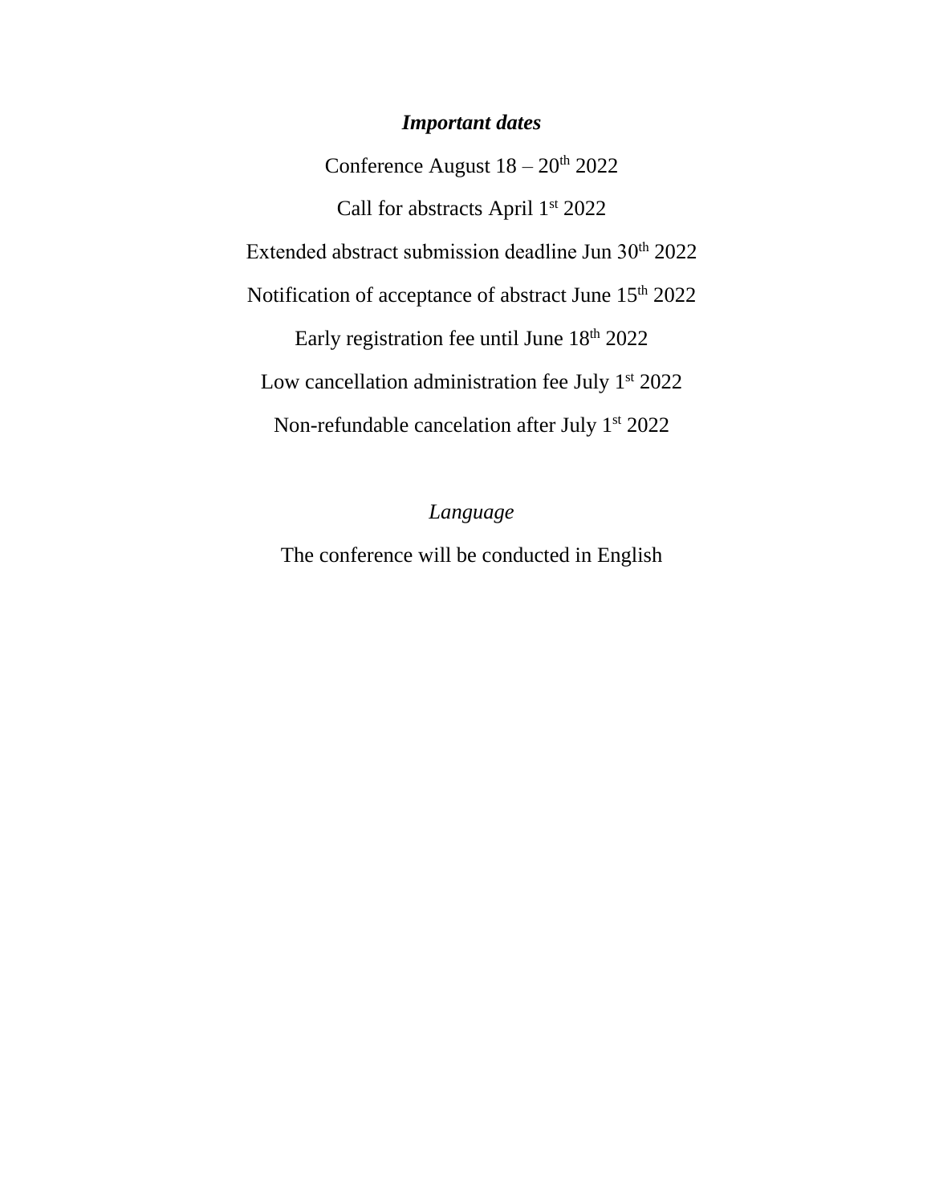***Important dates***

Conference August 18 – 20th 2022

Call for abstracts April 1st 2022

Extended abstract submission deadline Jun 30th 2022

Notification of acceptance of abstract June 15th 2022

Early registration fee until June 18th 2022

Low cancellation administration fee July 1st 2022

Non-refundable cancelation after July 1st 2022

*Language*

The conference will be conducted in English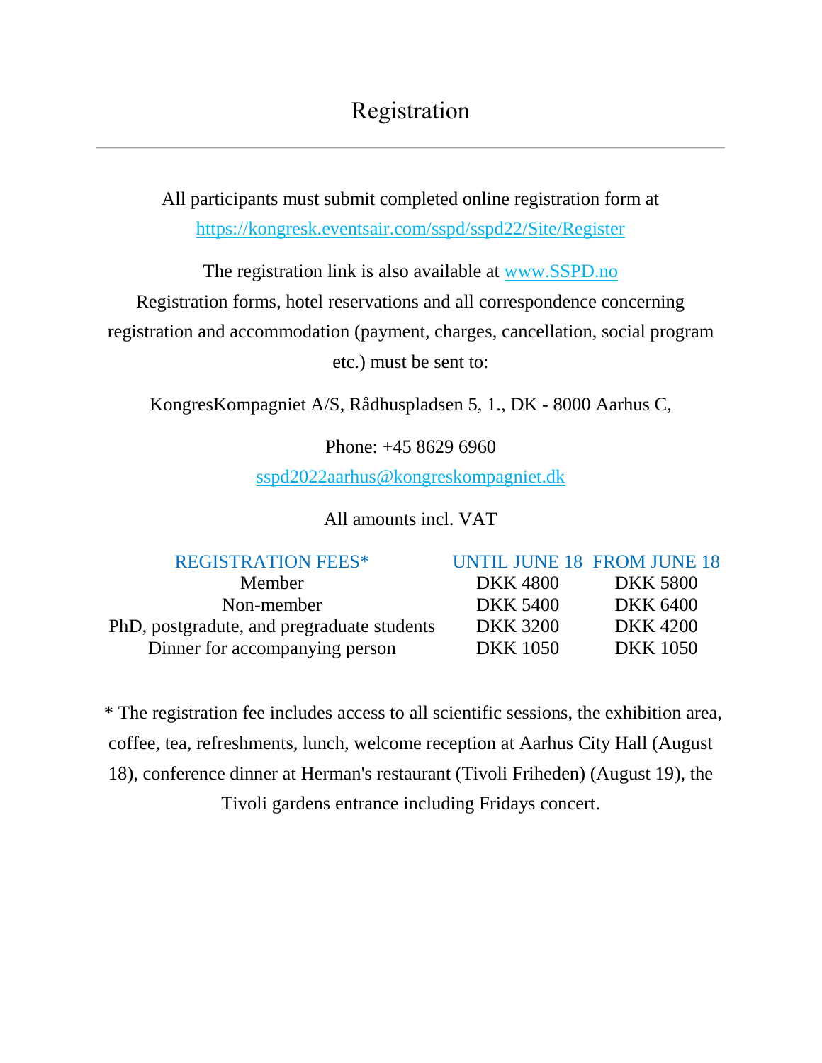# Registration

All participants must submit completed online registration form at
https://kongresk.eventsair.com/sspd/sspd22/Site/Register

The registration link is also available at www.SSPD.no
Registration forms, hotel reservations and all correspondence concerning registration and accommodation (payment, charges, cancellation, social program etc.) must be sent to:

KongresKompagniet A/S, Rådhuspladsen 5, 1., DK - 8000 Aarhus C,

Phone: +45 8629 6960
sspd2022aarhus@kongreskompagniet.dk

All amounts incl. VAT

| REGISTRATION FEES* | UNTIL JUNE 18 | FROM JUNE 18 |
|---|---|---|
| Member | DKK 4800 | DKK 5800 |
| Non-member | DKK 5400 | DKK 6400 |
| PhD, postgradute, and pregraduate students | DKK 3200 | DKK 4200 |
| Dinner for accompanying person | DKK 1050 | DKK 1050 |

* The registration fee includes access to all scientific sessions, the exhibition area, coffee, tea, refreshments, lunch, welcome reception at Aarhus City Hall (August 18), conference dinner at Herman's restaurant (Tivoli Friheden) (August 19), the Tivoli gardens entrance including Fridays concert.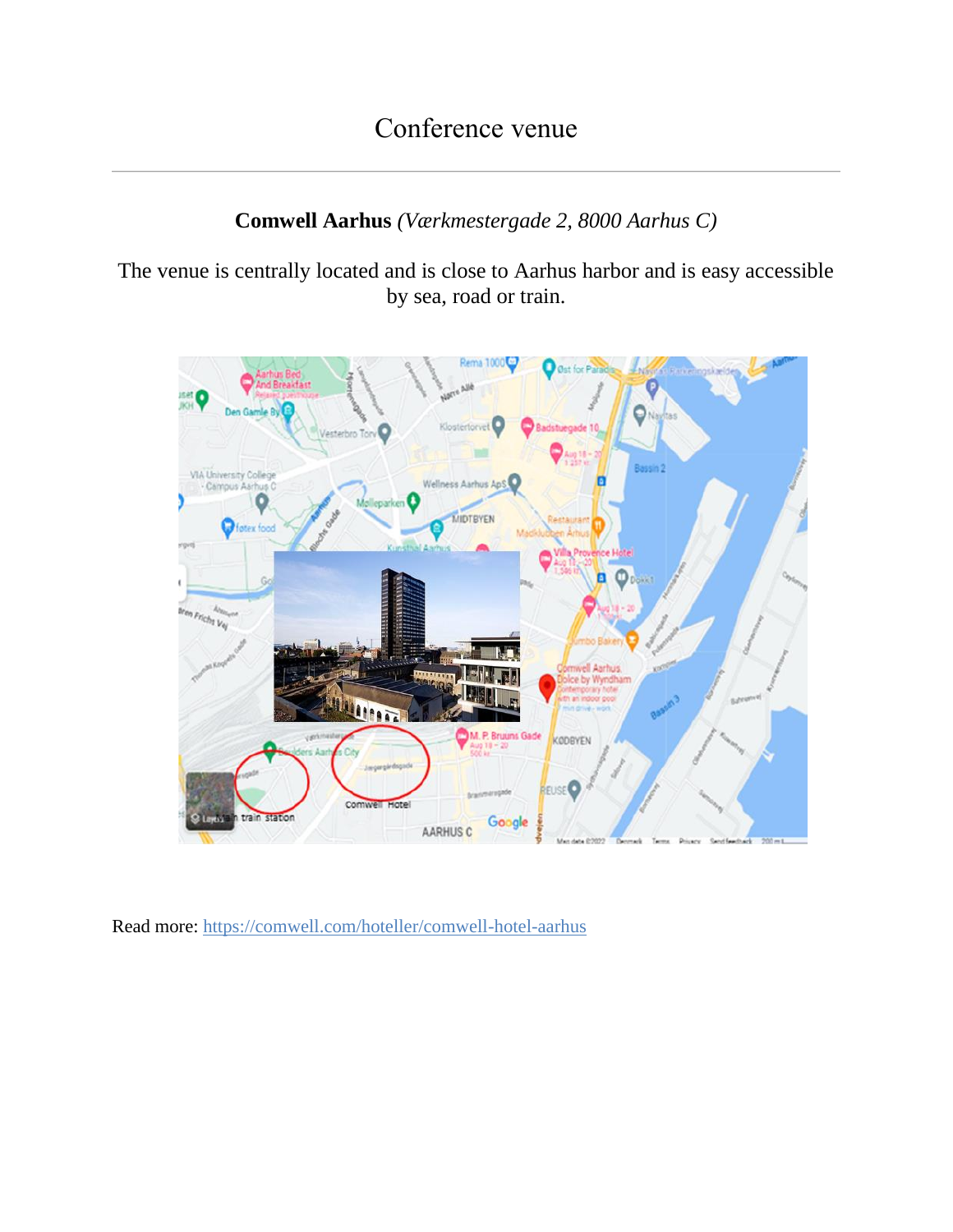# Conference venue

**Comwell Aarhus** *(Værkmestergade 2, 8000 Aarhus C)*

The venue is centrally located and is close to Aarhus harbor and is easy accessible by sea, road or train.

Read more: https://comwell.com/hoteller/comwell-hotel-aarhus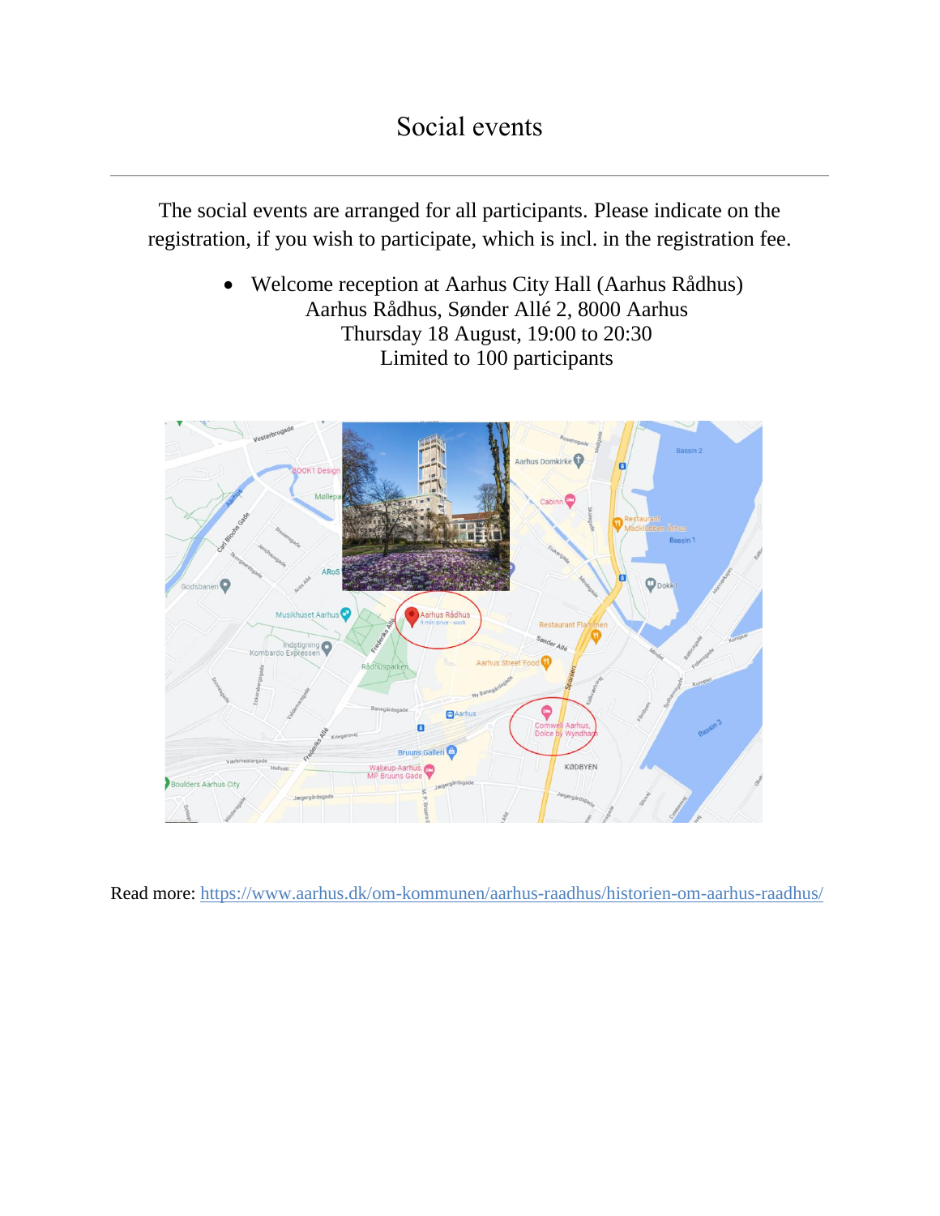# Social events

The social events are arranged for all participants. Please indicate on the registration, if you wish to participate, which is incl. in the registration fee.

- Welcome reception at Aarhus City Hall (Aarhus Rådhus)
  Aarhus Rådhus, Sønder Allé 2, 8000 Aarhus
  Thursday 18 August, 19:00 to 20:30
  Limited to 100 participants

Read more: https://www.aarhus.dk/om-kommunen/aarhus-raadhus/historien-om-aarhus-raadhus/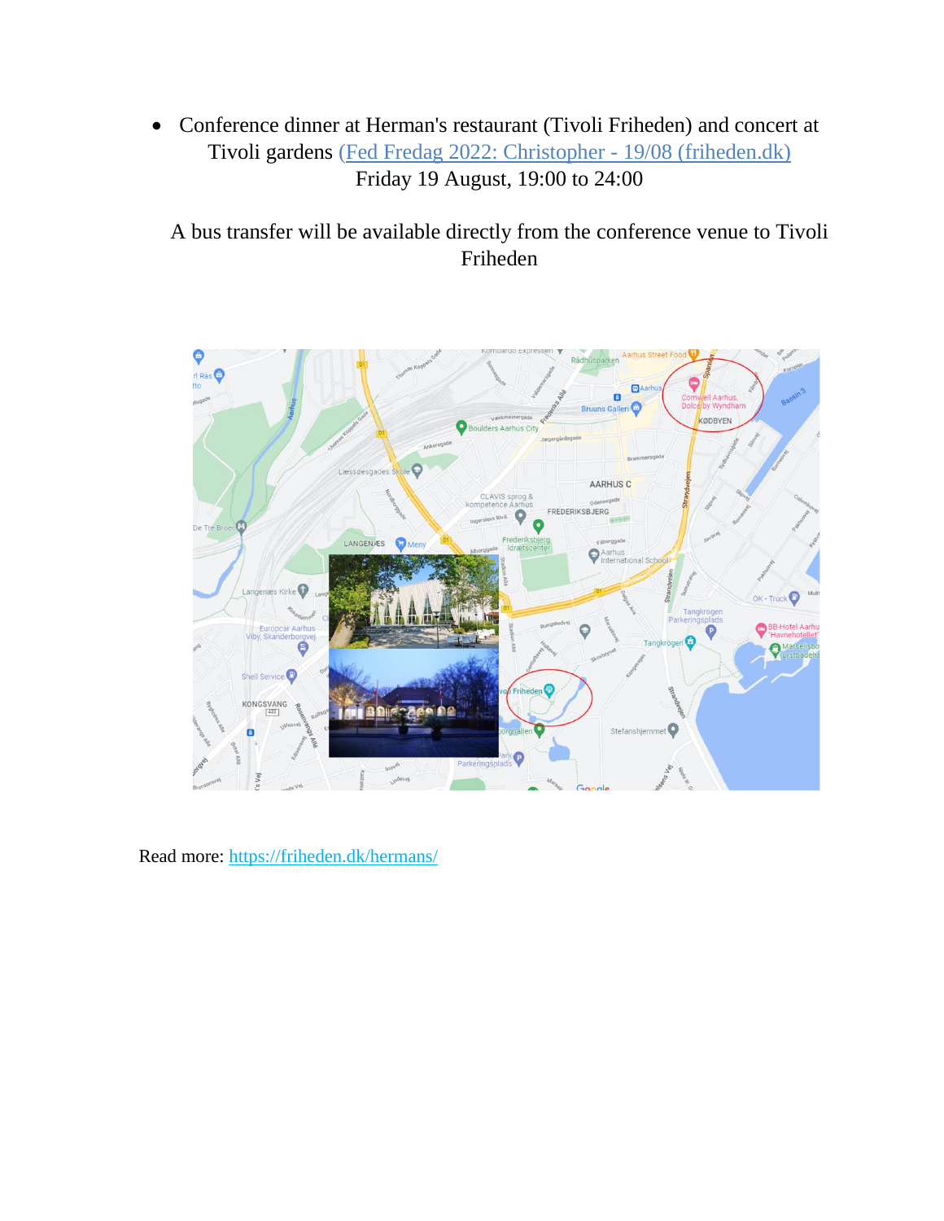- Conference dinner at Herman's restaurant (Tivoli Friheden) and concert at Tivoli gardens (Fed Fredag 2022: Christopher - 19/08 (friheden.dk))
  Friday 19 August, 19:00 to 24:00

A bus transfer will be available directly from the conference venue to Tivoli Friheden

Read more: https://friheden.dk/hermans/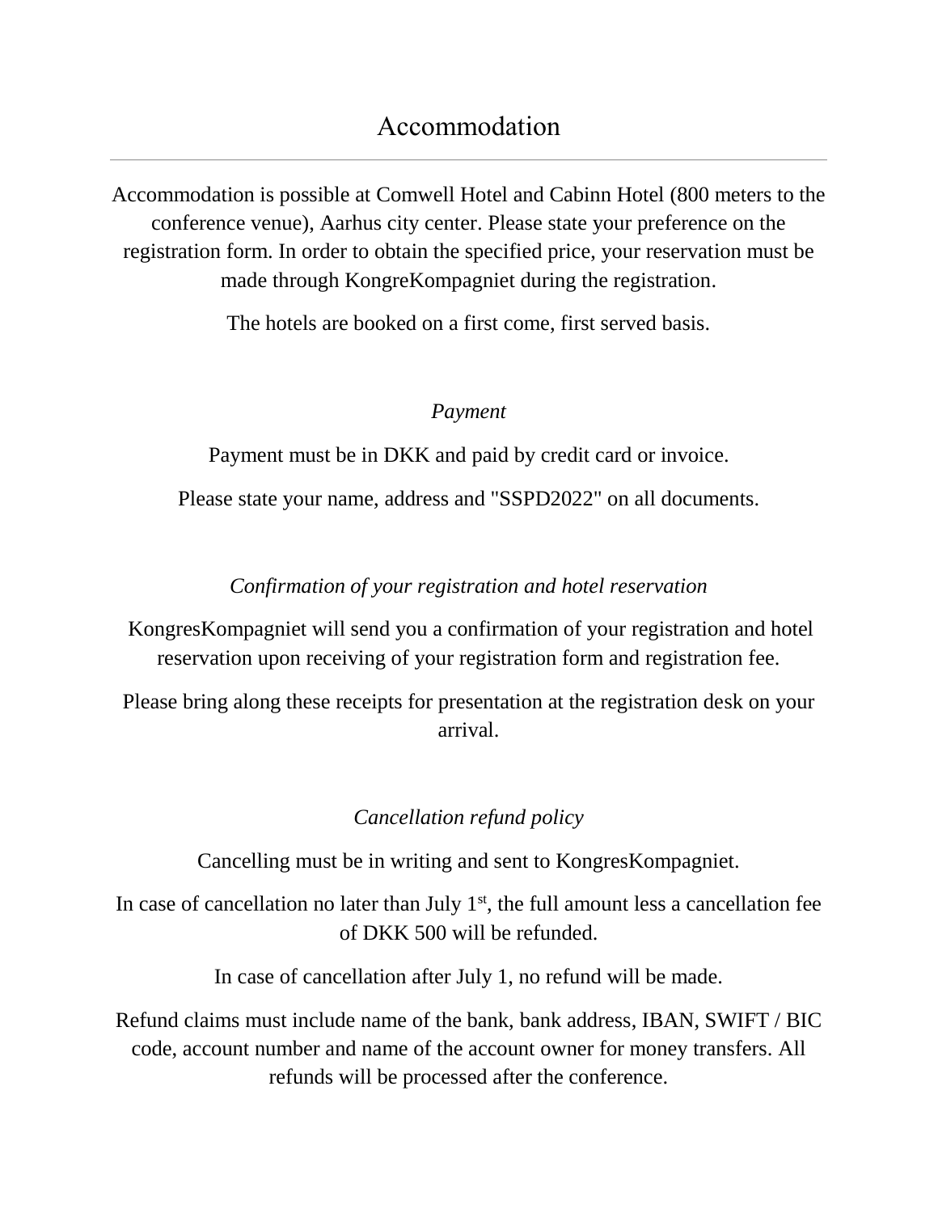# Accommodation

Accommodation is possible at Comwell Hotel and Cabinn Hotel (800 meters to the conference venue), Aarhus city center. Please state your preference on the registration form. In order to obtain the specified price, your reservation must be made through KongreKompagniet during the registration.

The hotels are booked on a first come, first served basis.

*Payment*

Payment must be in DKK and paid by credit card or invoice.

Please state your name, address and "SSPD2022" on all documents.

*Confirmation of your registration and hotel reservation*

KongresKompagniet will send you a confirmation of your registration and hotel reservation upon receiving of your registration form and registration fee.

Please bring along these receipts for presentation at the registration desk on your arrival.

*Cancellation refund policy*

Cancelling must be in writing and sent to KongresKompagniet.

In case of cancellation no later than July 1st, the full amount less a cancellation fee of DKK 500 will be refunded.

In case of cancellation after July 1, no refund will be made.

Refund claims must include name of the bank, bank address, IBAN, SWIFT / BIC code, account number and name of the account owner for money transfers. All refunds will be processed after the conference.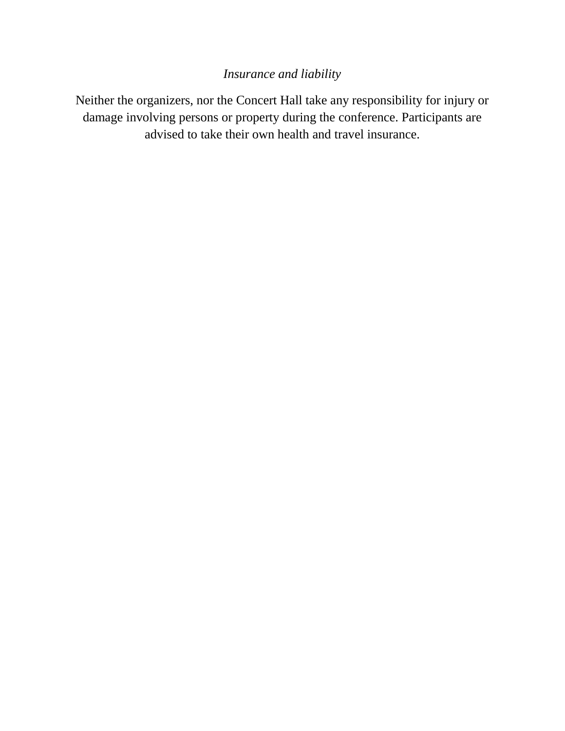*Insurance and liability*

Neither the organizers, nor the Concert Hall take any responsibility for injury or damage involving persons or property during the conference. Participants are advised to take their own health and travel insurance.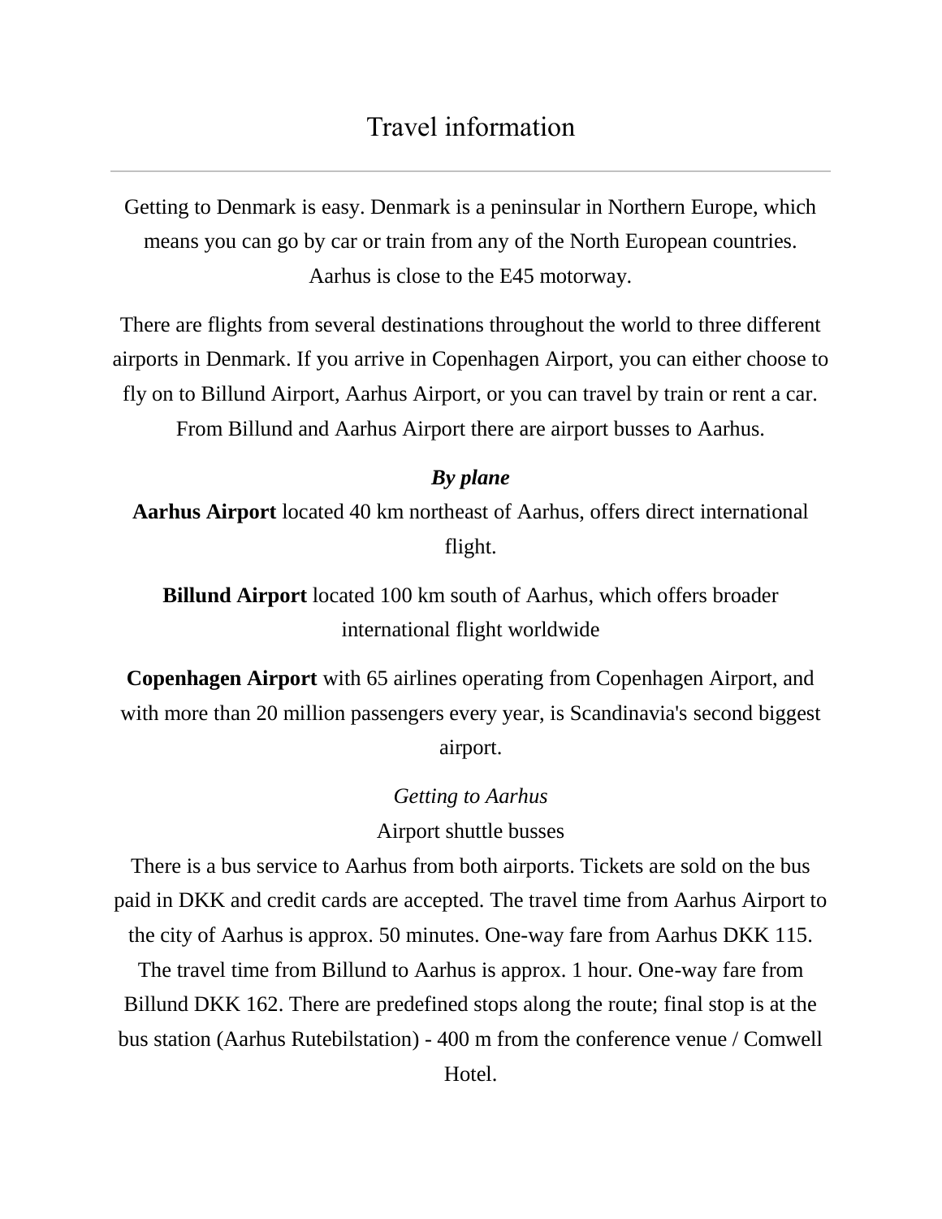# Travel information

Getting to Denmark is easy. Denmark is a peninsular in Northern Europe, which means you can go by car or train from any of the North European countries. Aarhus is close to the E45 motorway.

There are flights from several destinations throughout the world to three different airports in Denmark. If you arrive in Copenhagen Airport, you can either choose to fly on to Billund Airport, Aarhus Airport, or you can travel by train or rent a car. From Billund and Aarhus Airport there are airport busses to Aarhus.

***By plane***

**Aarhus Airport** located 40 km northeast of Aarhus, offers direct international flight.

**Billund Airport** located 100 km south of Aarhus, which offers broader international flight worldwide

**Copenhagen Airport** with 65 airlines operating from Copenhagen Airport, and with more than 20 million passengers every year, is Scandinavia's second biggest airport.

*Getting to Aarhus*

Airport shuttle busses

There is a bus service to Aarhus from both airports. Tickets are sold on the bus paid in DKK and credit cards are accepted. The travel time from Aarhus Airport to the city of Aarhus is approx. 50 minutes. One-way fare from Aarhus DKK 115. The travel time from Billund to Aarhus is approx. 1 hour. One-way fare from Billund DKK 162. There are predefined stops along the route; final stop is at the bus station (Aarhus Rutebilstation) - 400 m from the conference venue / Comwell Hotel.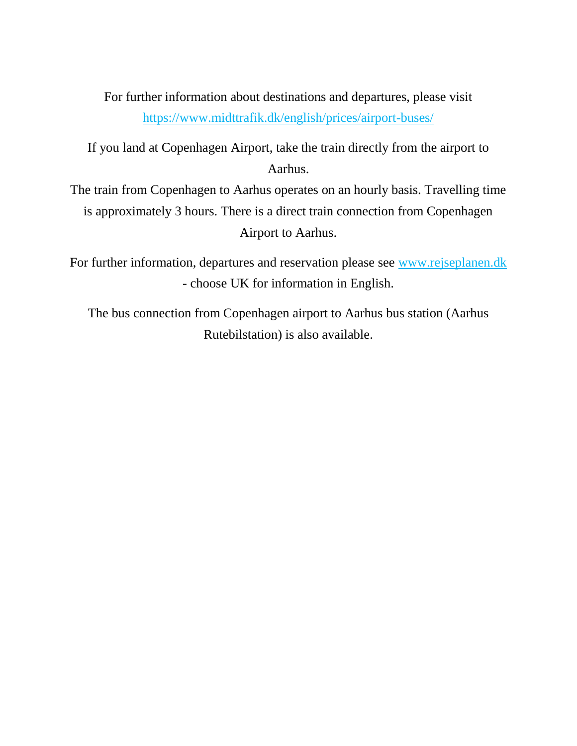For further information about destinations and departures, please visit https://www.midttrafik.dk/english/prices/airport-buses/

If you land at Copenhagen Airport, take the train directly from the airport to Aarhus.
The train from Copenhagen to Aarhus operates on an hourly basis. Travelling time is approximately 3 hours. There is a direct train connection from Copenhagen Airport to Aarhus.

For further information, departures and reservation please see www.rejseplanen.dk - choose UK for information in English.

The bus connection from Copenhagen airport to Aarhus bus station (Aarhus Rutebilstation) is also available.